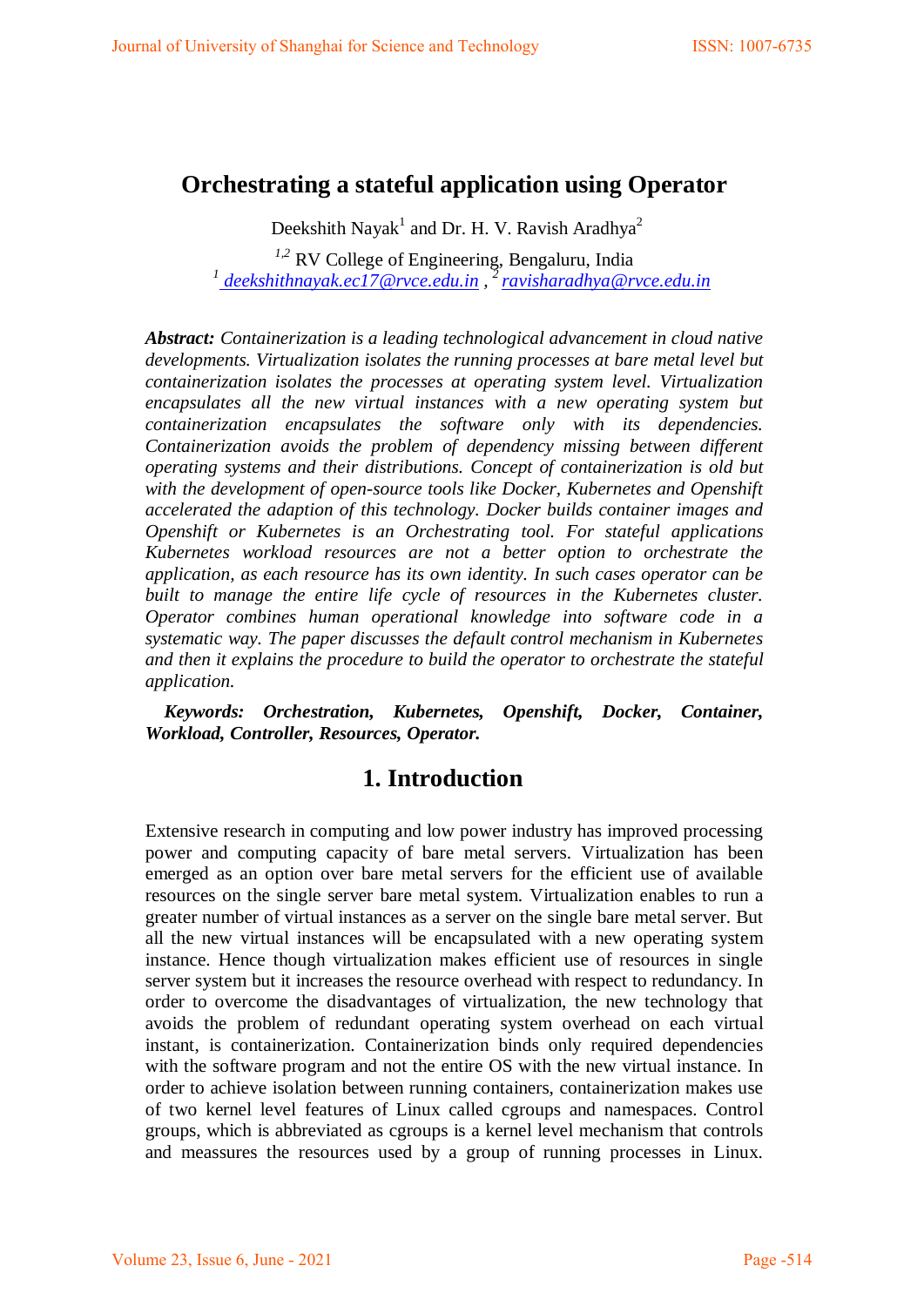# Orchestrating a stateful application using Operator

Deekshith Nayak[1] and Dr. H. V. Ravish Aradhya[2]

[1,2] RV College of Engineering, Bengaluru, India
[1] deekshithnayak.ec17@rvce.edu.in , [2] ravisharadhya@rvce.edu.in

***Abstract:*** *Containerization is a leading technological advancement in cloud native developments. Virtualization isolates the running processes at bare metal level but containerization isolates the processes at operating system level. Virtualization encapsulates all the new virtual instances with a new operating system but containerization encapsulates the software only with its dependencies. Containerization avoids the problem of dependency missing between different operating systems and their distributions. Concept of containerization is old but with the development of open-source tools like Docker, Kubernetes and Openshift accelerated the adaption of this technology. Docker builds container images and Openshift or Kubernetes is an Orchestrating tool. For stateful applications Kubernetes workload resources are not a better option to orchestrate the application, as each resource has its own identity. In such cases operator can be built to manage the entire life cycle of resources in the Kubernetes cluster. Operator combines human operational knowledge into software code in a systematic way. The paper discusses the default control mechanism in Kubernetes and then it explains the procedure to build the operator to orchestrate the stateful application.*

***Keywords: Orchestration, Kubernetes, Openshift, Docker, Container, Workload, Controller, Resources, Operator.***

## 1. Introduction

Extensive research in computing and low power industry has improved processing power and computing capacity of bare metal servers. Virtualization has been emerged as an option over bare metal servers for the efficient use of available resources on the single server bare metal system. Virtualization enables to run a greater number of virtual instances as a server on the single bare metal server. But all the new virtual instances will be encapsulated with a new operating system instance. Hence though virtualization makes efficient use of resources in single server system but it increases the resource overhead with respect to redundancy. In order to overcome the disadvantages of virtualization, the new technology that avoids the problem of redundant operating system overhead on each virtual instant, is containerization. Containerization binds only required dependencies with the software program and not the entire OS with the new virtual instance. In order to achieve isolation between running containers, containerization makes use of two kernel level features of Linux called cgroups and namespaces. Control groups, which is abbreviated as cgroups is a kernel level mechanism that controls and meassures the resources used by a group of running processes in Linux.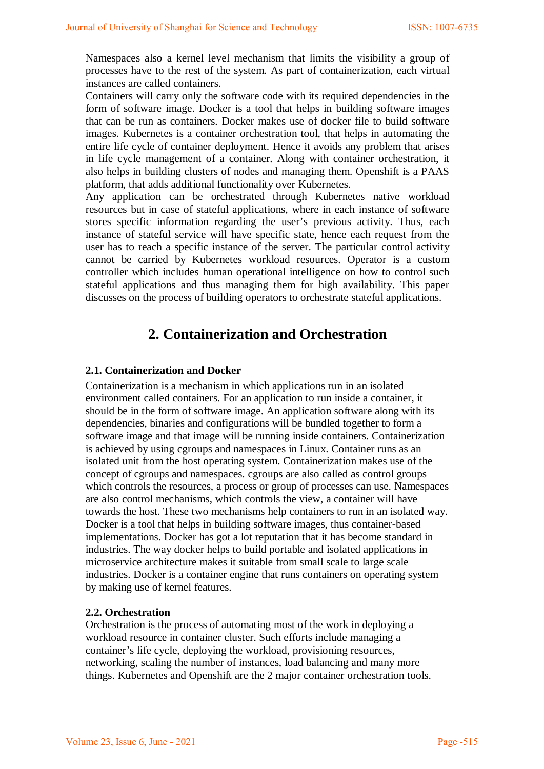Namespaces also a kernel level mechanism that limits the visibility a group of processes have to the rest of the system. As part of containerization, each virtual instances are called containers.

Containers will carry only the software code with its required dependencies in the form of software image. Docker is a tool that helps in building software images that can be run as containers. Docker makes use of docker file to build software images. Kubernetes is a container orchestration tool, that helps in automating the entire life cycle of container deployment. Hence it avoids any problem that arises in life cycle management of a container. Along with container orchestration, it also helps in building clusters of nodes and managing them. Openshift is a PAAS platform, that adds additional functionality over Kubernetes.

Any application can be orchestrated through Kubernetes native workload resources but in case of stateful applications, where in each instance of software stores specific information regarding the user's previous activity. Thus, each instance of stateful service will have specific state, hence each request from the user has to reach a specific instance of the server. The particular control activity cannot be carried by Kubernetes workload resources. Operator is a custom controller which includes human operational intelligence on how to control such stateful applications and thus managing them for high availability. This paper discusses on the process of building operators to orchestrate stateful applications.

# 2. Containerization and Orchestration

### 2.1. Containerization and Docker

Containerization is a mechanism in which applications run in an isolated environment called containers. For an application to run inside a container, it should be in the form of software image. An application software along with its dependencies, binaries and configurations will be bundled together to form a software image and that image will be running inside containers. Containerization is achieved by using cgroups and namespaces in Linux. Container runs as an isolated unit from the host operating system. Containerization makes use of the concept of cgroups and namespaces. cgroups are also called as control groups which controls the resources, a process or group of processes can use. Namespaces are also control mechanisms, which controls the view, a container will have towards the host. These two mechanisms help containers to run in an isolated way. Docker is a tool that helps in building software images, thus container-based implementations. Docker has got a lot reputation that it has become standard in industries. The way docker helps to build portable and isolated applications in microservice architecture makes it suitable from small scale to large scale industries. Docker is a container engine that runs containers on operating system by making use of kernel features.

### 2.2. Orchestration

Orchestration is the process of automating most of the work in deploying a workload resource in container cluster. Such efforts include managing a container's life cycle, deploying the workload, provisioning resources, networking, scaling the number of instances, load balancing and many more things. Kubernetes and Openshift are the 2 major container orchestration tools.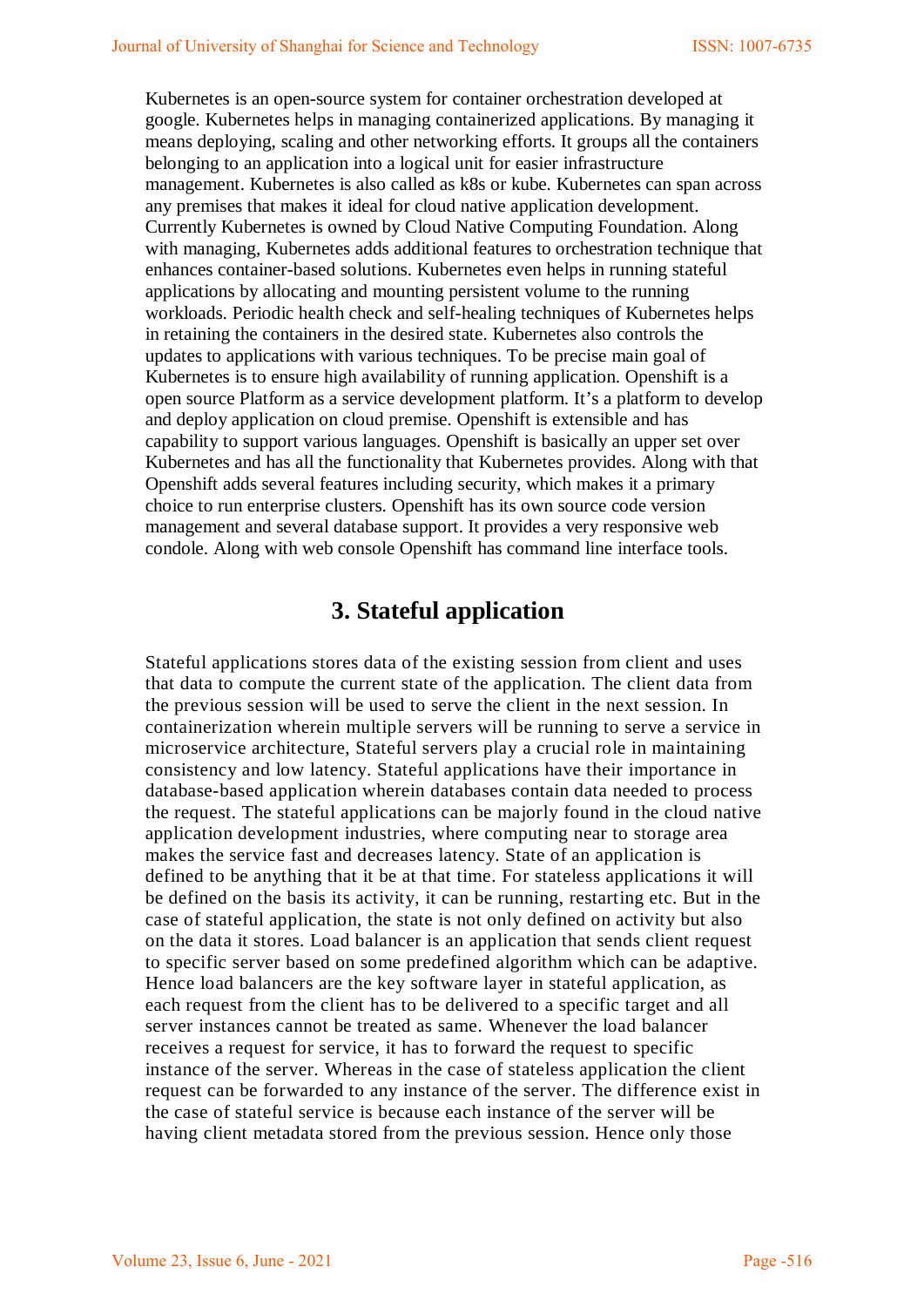Kubernetes is an open-source system for container orchestration developed at google. Kubernetes helps in managing containerized applications. By managing it means deploying, scaling and other networking efforts. It groups all the containers belonging to an application into a logical unit for easier infrastructure management. Kubernetes is also called as k8s or kube. Kubernetes can span across any premises that makes it ideal for cloud native application development. Currently Kubernetes is owned by Cloud Native Computing Foundation. Along with managing, Kubernetes adds additional features to orchestration technique that enhances container-based solutions. Kubernetes even helps in running stateful applications by allocating and mounting persistent volume to the running workloads. Periodic health check and self-healing techniques of Kubernetes helps in retaining the containers in the desired state. Kubernetes also controls the updates to applications with various techniques. To be precise main goal of Kubernetes is to ensure high availability of running application. Openshift is a open source Platform as a service development platform. It's a platform to develop and deploy application on cloud premise. Openshift is extensible and has capability to support various languages. Openshift is basically an upper set over Kubernetes and has all the functionality that Kubernetes provides. Along with that Openshift adds several features including security, which makes it a primary choice to run enterprise clusters. Openshift has its own source code version management and several database support. It provides a very responsive web condole. Along with web console Openshift has command line interface tools.

# 3. Stateful application

Stateful applications stores data of the existing session from client and uses that data to compute the current state of the application. The client data from the previous session will be used to serve the client in the next session. In containerization wherein multiple servers will be running to serve a service in microservice architecture, Stateful servers play a crucial role in maintaining consistency and low latency. Stateful applications have their importance in database-based application wherein databases contain data needed to process the request. The stateful applications can be majorly found in the cloud native application development industries, where computing near to storage area makes the service fast and decreases latency. State of an application is defined to be anything that it be at that time. For stateless applications it will be defined on the basis its activity, it can be running, restarting etc. But in the case of stateful application, the state is not only defined on activity but also on the data it stores. Load balancer is an application that sends client request to specific server based on some predefined algorithm which can be adaptive. Hence load balancers are the key software layer in stateful application, as each request from the client has to be delivered to a specific target and all server instances cannot be treated as same. Whenever the load balancer receives a request for service, it has to forward the request to specific instance of the server. Whereas in the case of stateless application the client request can be forwarded to any instance of the server. The difference exist in the case of stateful service is because each instance of the server will be having client metadata stored from the previous session. Hence only those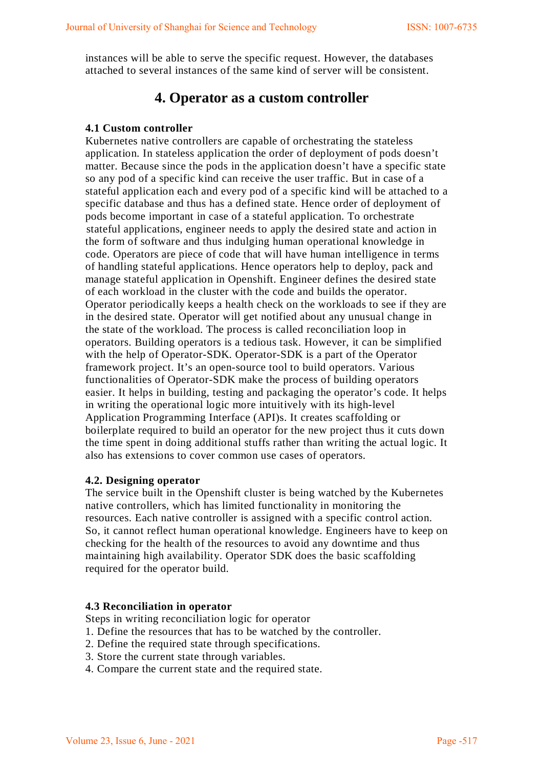instances will be able to serve the specific request. However, the databases attached to several instances of the same kind of server will be consistent.

# 4. Operator as a custom controller

### 4.1 Custom controller

Kubernetes native controllers are capable of orchestrating the stateless application. In stateless application the order of deployment of pods doesn't matter. Because since the pods in the application doesn't have a specific state so any pod of a specific kind can receive the user traffic. But in case of a stateful application each and every pod of a specific kind will be attached to a specific database and thus has a defined state. Hence order of deployment of pods become important in case of a stateful application. To orchestrate stateful applications, engineer needs to apply the desired state and action in the form of software and thus indulging human operational knowledge in code. Operators are piece of code that will have human intelligence in terms of handling stateful applications. Hence operators help to deploy, pack and manage stateful application in Openshift. Engineer defines the desired state of each workload in the cluster with the code and builds the operator. Operator periodically keeps a health check on the workloads to see if they are in the desired state. Operator will get notified about any unusual change in the state of the workload. The process is called reconciliation loop in operators. Building operators is a tedious task. However, it can be simplified with the help of Operator-SDK. Operator-SDK is a part of the Operator framework project. It's an open-source tool to build operators. Various functionalities of Operator-SDK make the process of building operators easier. It helps in building, testing and packaging the operator's code. It helps in writing the operational logic more intuitively with its high-level Application Programming Interface (API)s. It creates scaffolding or boilerplate required to build an operator for the new project thus it cuts down the time spent in doing additional stuffs rather than writing the actual logic. It also has extensions to cover common use cases of operators.

### 4.2. Designing operator

The service built in the Openshift cluster is being watched by the Kubernetes native controllers, which has limited functionality in monitoring the resources. Each native controller is assigned with a specific control action. So, it cannot reflect human operational knowledge. Engineers have to keep on checking for the health of the resources to avoid any downtime and thus maintaining high availability. Operator SDK does the basic scaffolding required for the operator build.

### 4.3 Reconciliation in operator

Steps in writing reconciliation logic for operator

1. Define the resources that has to be watched by the controller.
2. Define the required state through specifications.
3. Store the current state through variables.
4. Compare the current state and the required state.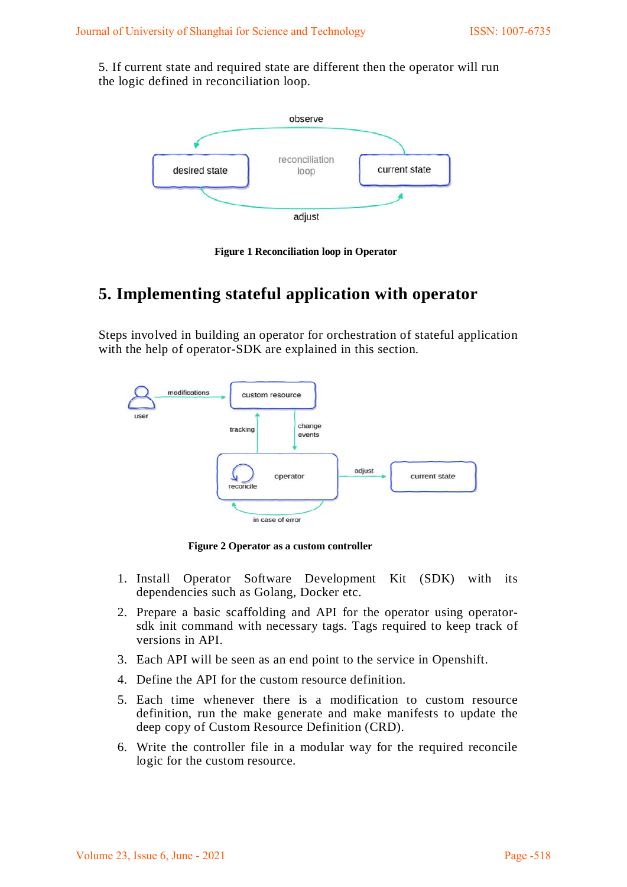5. If current state and required state are different then the operator will run the logic defined in reconciliation loop.

**Figure 1 Reconciliation loop in Operator**

## 5. Implementing stateful application with operator

Steps involved in building an operator for orchestration of stateful application with the help of operator-SDK are explained in this section.

**Figure 2 Operator as a custom controller**

1. Install Operator Software Development Kit (SDK) with its dependencies such as Golang, Docker etc.
2. Prepare a basic scaffolding and API for the operator using operator-sdk init command with necessary tags. Tags required to keep track of versions in API.
3. Each API will be seen as an end point to the service in Openshift.
4. Define the API for the custom resource definition.
5. Each time whenever there is a modification to custom resource definition, run the make generate and make manifests to update the deep copy of Custom Resource Definition (CRD).
6. Write the controller file in a modular way for the required reconcile logic for the custom resource.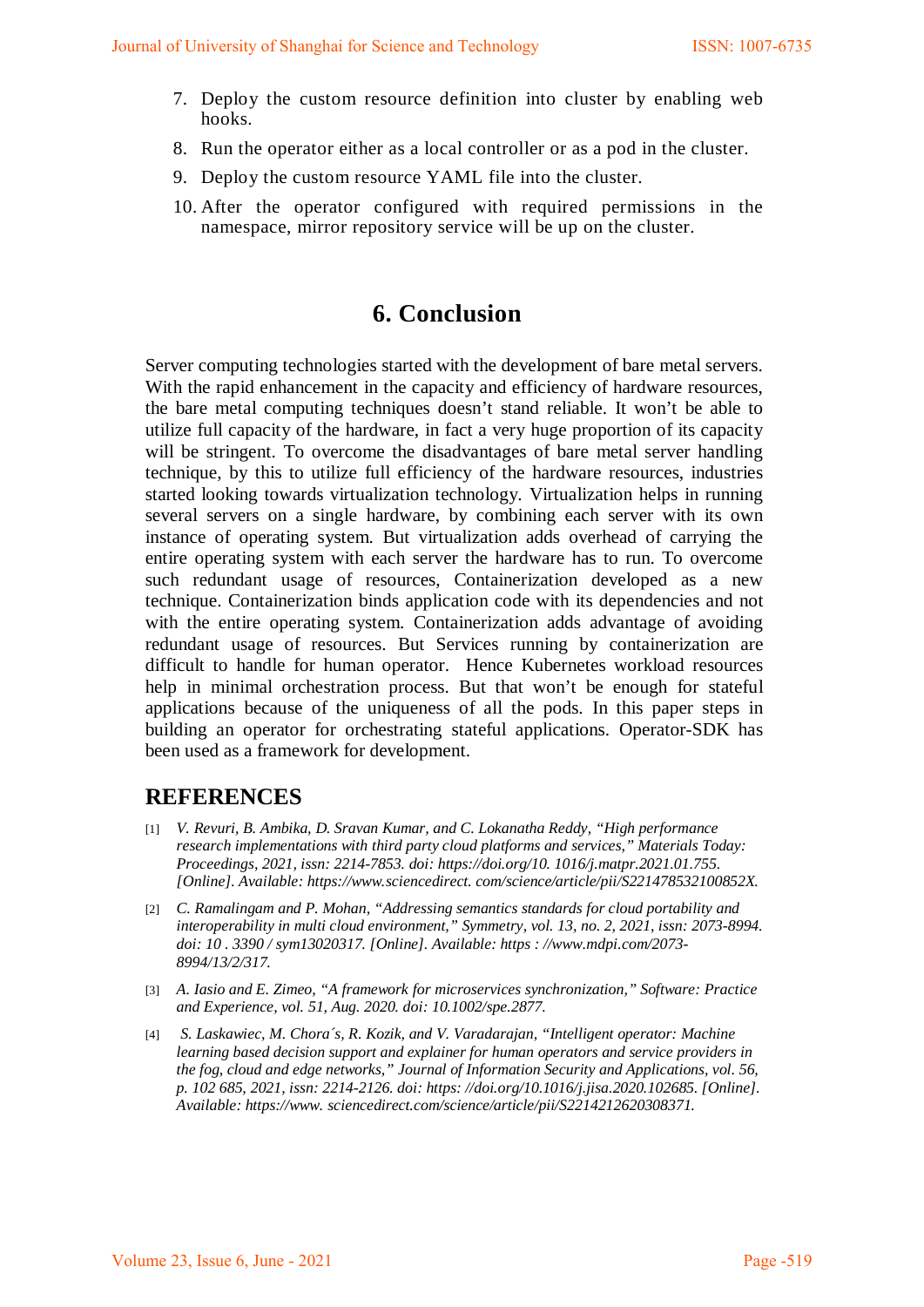7. Deploy the custom resource definition into cluster by enabling web hooks.
8. Run the operator either as a local controller or as a pod in the cluster.
9. Deploy the custom resource YAML file into the cluster.
10. After the operator configured with required permissions in the namespace, mirror repository service will be up on the cluster.

## 6. Conclusion

Server computing technologies started with the development of bare metal servers. With the rapid enhancement in the capacity and efficiency of hardware resources, the bare metal computing techniques doesn't stand reliable. It won't be able to utilize full capacity of the hardware, in fact a very huge proportion of its capacity will be stringent. To overcome the disadvantages of bare metal server handling technique, by this to utilize full efficiency of the hardware resources, industries started looking towards virtualization technology. Virtualization helps in running several servers on a single hardware, by combining each server with its own instance of operating system. But virtualization adds overhead of carrying the entire operating system with each server the hardware has to run. To overcome such redundant usage of resources, Containerization developed as a new technique. Containerization binds application code with its dependencies and not with the entire operating system. Containerization adds advantage of avoiding redundant usage of resources. But Services running by containerization are difficult to handle for human operator. Hence Kubernetes workload resources help in minimal orchestration process. But that won't be enough for stateful applications because of the uniqueness of all the pods. In this paper steps in building an operator for orchestrating stateful applications. Operator-SDK has been used as a framework for development.

## REFERENCES

[1] *V. Revuri, B. Ambika, D. Sravan Kumar, and C. Lokanatha Reddy, "High performance research implementations with third party cloud platforms and services," Materials Today: Proceedings, 2021, issn: 2214-7853. doi: https://doi.org/10. 1016/j.matpr.2021.01.755. [Online]. Available: https://www.sciencedirect. com/science/article/pii/S221478532100852X.*

[2] *C. Ramalingam and P. Mohan, "Addressing semantics standards for cloud portability and interoperability in multi cloud environment," Symmetry, vol. 13, no. 2, 2021, issn: 2073-8994. doi: 10 . 3390 / sym13020317. [Online]. Available: https : //www.mdpi.com/2073-8994/13/2/317.*

[3] *A. Iasio and E. Zimeo, "A framework for microservices synchronization," Software: Practice and Experience, vol. 51, Aug. 2020. doi: 10.1002/spe.2877.*

[4] *S. Laskawiec, M. Chora´s, R. Kozik, and V. Varadarajan, "Intelligent operator: Machine learning based decision support and explainer for human operators and service providers in the fog, cloud and edge networks," Journal of Information Security and Applications, vol. 56, p. 102 685, 2021, issn: 2214-2126. doi: https: //doi.org/10.1016/j.jisa.2020.102685. [Online]. Available: https://www. sciencedirect.com/science/article/pii/S2214212620308371.*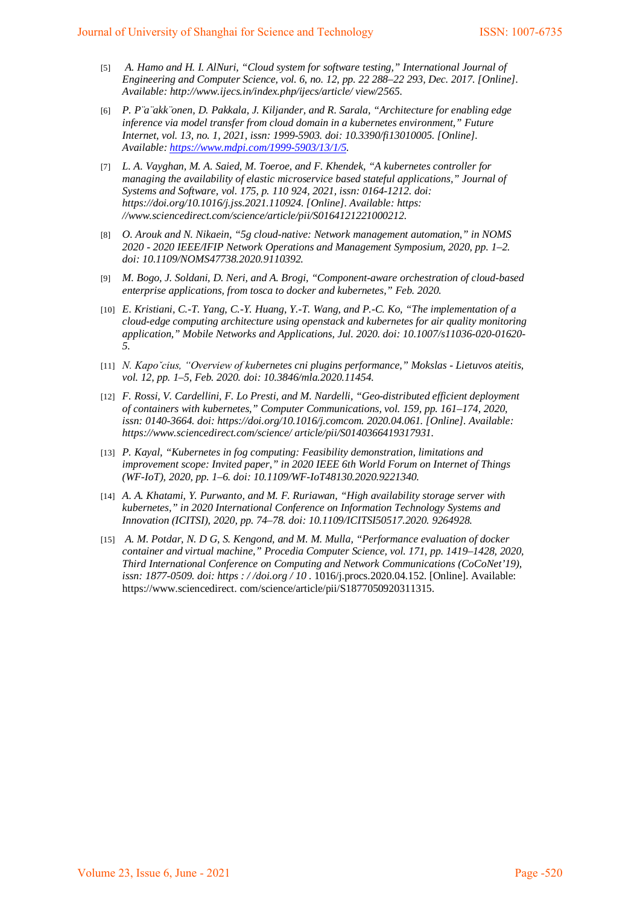[5] *A. Hamo and H. I. AlNuri, "Cloud system for software testing," International Journal of Engineering and Computer Science, vol. 6, no. 12, pp. 22 288–22 293, Dec. 2017. [Online]. Available: http://www.ijecs.in/index.php/ijecs/article/ view/2565.*

[6] *P. P¨a¨akk¨onen, D. Pakkala, J. Kiljander, and R. Sarala, "Architecture for enabling edge inference via model transfer from cloud domain in a kubernetes environment," Future Internet, vol. 13, no. 1, 2021, issn: 1999-5903. doi: 10.3390/fi13010005. [Online]. Available: https://www.mdpi.com/1999-5903/13/1/5.*

[7] *L. A. Vayghan, M. A. Saied, M. Toeroe, and F. Khendek, "A kubernetes controller for managing the availability of elastic microservice based stateful applications," Journal of Systems and Software, vol. 175, p. 110 924, 2021, issn: 0164-1212. doi: https://doi.org/10.1016/j.jss.2021.110924. [Online]. Available: https: //www.sciencedirect.com/science/article/pii/S0164121221000212.*

[8] *O. Arouk and N. Nikaein, "5g cloud-native: Network management automation," in NOMS 2020 - 2020 IEEE/IFIP Network Operations and Management Symposium, 2020, pp. 1–2. doi: 10.1109/NOMS47738.2020.9110392.*

[9] *M. Bogo, J. Soldani, D. Neri, and A. Brogi, "Component-aware orchestration of cloud-based enterprise applications, from tosca to docker and kubernetes," Feb. 2020.*

[10] *E. Kristiani, C.-T. Yang, C.-Y. Huang, Y.-T. Wang, and P.-C. Ko, "The implementation of a cloud-edge computing architecture using openstack and kubernetes for air quality monitoring application," Mobile Networks and Applications, Jul. 2020. doi: 10.1007/s11036-020-01620-5.*

[11] *N. Kapoˇcius, "Overview of kubernetes cni plugins performance," Mokslas - Lietuvos ateitis, vol. 12, pp. 1–5, Feb. 2020. doi: 10.3846/mla.2020.11454.*

[12] *F. Rossi, V. Cardellini, F. Lo Presti, and M. Nardelli, "Geo-distributed efficient deployment of containers with kubernetes," Computer Communications, vol. 159, pp. 161–174, 2020, issn: 0140-3664. doi: https://doi.org/10.1016/j.comcom. 2020.04.061. [Online]. Available: https://www.sciencedirect.com/science/ article/pii/S0140366419317931.*

[13] *P. Kayal, "Kubernetes in fog computing: Feasibility demonstration, limitations and improvement scope: Invited paper," in 2020 IEEE 6th World Forum on Internet of Things (WF-IoT), 2020, pp. 1–6. doi: 10.1109/WF-IoT48130.2020.9221340.*

[14] *A. A. Khatami, Y. Purwanto, and M. F. Ruriawan, "High availability storage server with kubernetes," in 2020 International Conference on Information Technology Systems and Innovation (ICITSI), 2020, pp. 74–78. doi: 10.1109/ICITSI50517.2020. 9264928.*

[15] *A. M. Potdar, N. D G, S. Kengond, and M. M. Mulla, "Performance evaluation of docker container and virtual machine," Procedia Computer Science, vol. 171, pp. 1419–1428, 2020, Third International Conference on Computing and Network Communications (CoCoNet'19), issn: 1877-0509. doi: https : / /doi.org / 10* . 1016/j.procs.2020.04.152. [Online]. Available: https://www.sciencedirect. com/science/article/pii/S1877050920311315.